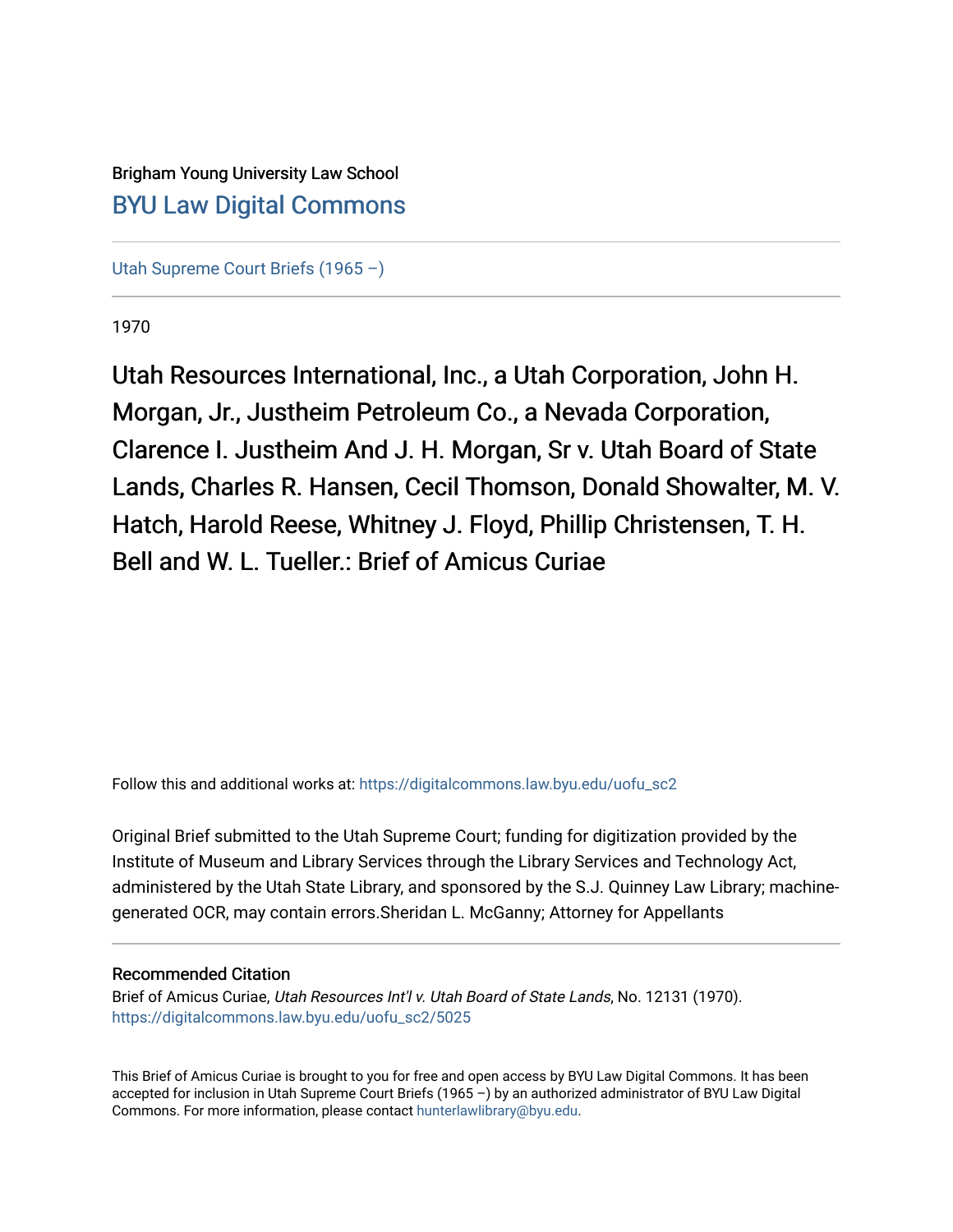Brigham Young University Law School

BYU Law Digital Commons

Utah Supreme Court Briefs (1965 –)

1970

# Utah Resources International, Inc., a Utah Corporation, John H. Morgan, Jr., Justheim Petroleum Co., a Nevada Corporation, Clarence I. Justheim And J. H. Morgan, Sr v. Utah Board of State Lands, Charles R. Hansen, Cecil Thomson, Donald Showalter, M. V. Hatch, Harold Reese, Whitney J. Floyd, Phillip Christensen, T. H. Bell and W. L. Tueller.: Brief of Amicus Curiae

Follow this and additional works at: https://digitalcommons.law.byu.edu/uofu_sc2

Original Brief submitted to the Utah Supreme Court; funding for digitization provided by the Institute of Museum and Library Services through the Library Services and Technology Act, administered by the Utah State Library, and sponsored by the S.J. Quinney Law Library; machine-generated OCR, may contain errors.Sheridan L. McGanny; Attorney for Appellants

## Recommended Citation

Brief of Amicus Curiae, *Utah Resources Int'l v. Utah Board of State Lands*, No. 12131 (1970).
https://digitalcommons.law.byu.edu/uofu_sc2/5025

This Brief of Amicus Curiae is brought to you for free and open access by BYU Law Digital Commons. It has been accepted for inclusion in Utah Supreme Court Briefs (1965 –) by an authorized administrator of BYU Law Digital Commons. For more information, please contact hunterlawlibrary@byu.edu.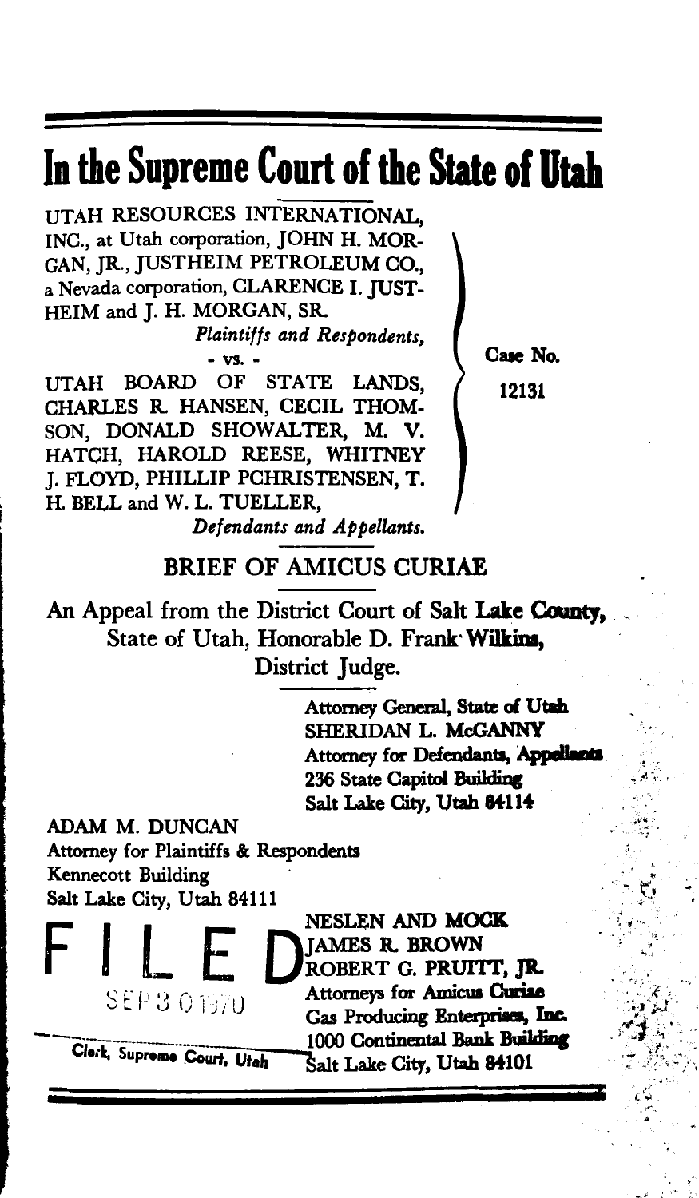# In the Supreme Court of the State of Utah

UTAH RESOURCES INTERNATIONAL, INC., at Utah corporation, JOHN H. MORGAN, JR., JUSTHEIM PETROLEUM CO., a Nevada corporation, CLARENCE I. JUSTHEIM and J. H. MORGAN, SR.

*Plaintiffs and Respondents,*

- vs. -

UTAH BOARD OF STATE LANDS, CHARLES R. HANSEN, CECIL THOMSON, DONALD SHOWALTER, M. V. HATCH, HAROLD REESE, WHITNEY J. FLOYD, PHILLIP PCHRISTENSEN, T. H. BELL and W. L. TUELLER,

*Defendants and Appellants.*

Case No. 12131

## BRIEF OF AMICUS CURIAE

An Appeal from the District Court of Salt Lake County, State of Utah, Honorable D. Frank Wilkins, District Judge.

Attorney General, State of Utah
SHERIDAN L. McGANNY
Attorney for Defendants, Appellants
236 State Capitol Building
Salt Lake City, Utah 84114

ADAM M. DUNCAN
Attorney for Plaintiffs & Respondents
Kennecott Building
Salt Lake City, Utah 84111

NESLEN AND MOCK
JAMES R. BROWN
ROBERT G. PRUITT, JR.
Attorneys for Amicus Curiae
Gas Producing Enterprises, Inc.
1000 Continental Bank Building
Salt Lake City, Utah 84101

FILED
SEP 3 0 1970
Clerk, Supreme Court, Utah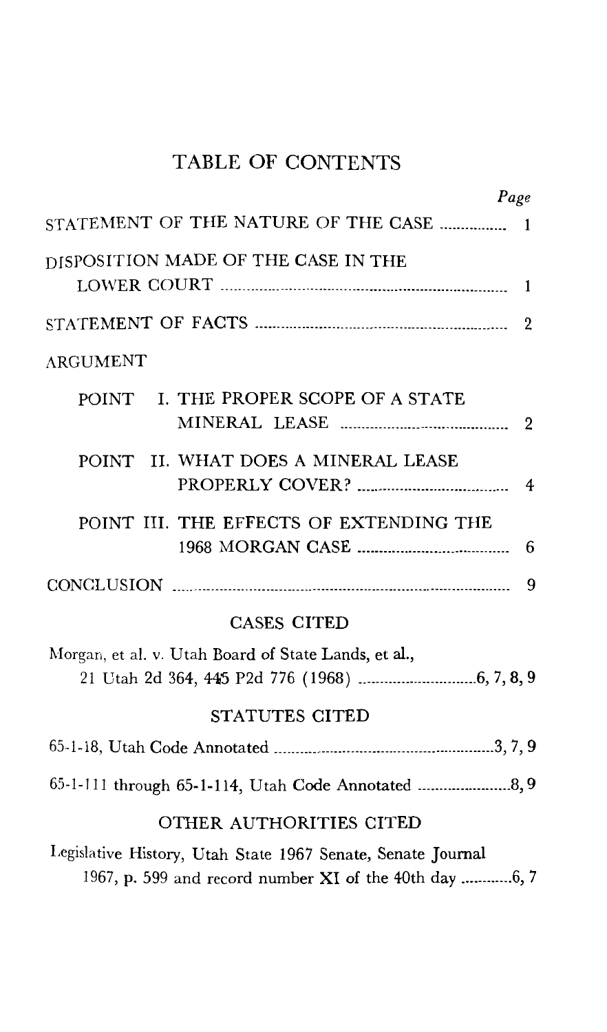# TABLE OF CONTENTS

| | Page |
|---|---|
| STATEMENT OF THE NATURE OF THE CASE | 1 |
| DISPOSITION MADE OF THE CASE IN THE LOWER COURT | 1 |
| STATEMENT OF FACTS | 2 |
| ARGUMENT | |
| POINT I. THE PROPER SCOPE OF A STATE MINERAL LEASE | 2 |
| POINT II. WHAT DOES A MINERAL LEASE PROPERLY COVER? | 4 |
| POINT III. THE EFFECTS OF EXTENDING THE 1968 MORGAN CASE | 6 |
| CONCLUSION | 9 |

## CASES CITED

Morgan, et al. v. Utah Board of State Lands, et al., 21 Utah 2d 364, 445 P2d 776 (1968) ....6, 7, 8, 9

## STATUTES CITED

65-1-18, Utah Code Annotated ....3, 7, 9

65-1-111 through 65-1-114, Utah Code Annotated ....8, 9

## OTHER AUTHORITIES CITED

Legislative History, Utah State 1967 Senate, Senate Journal 1967, p. 599 and record number XI of the 40th day ....6, 7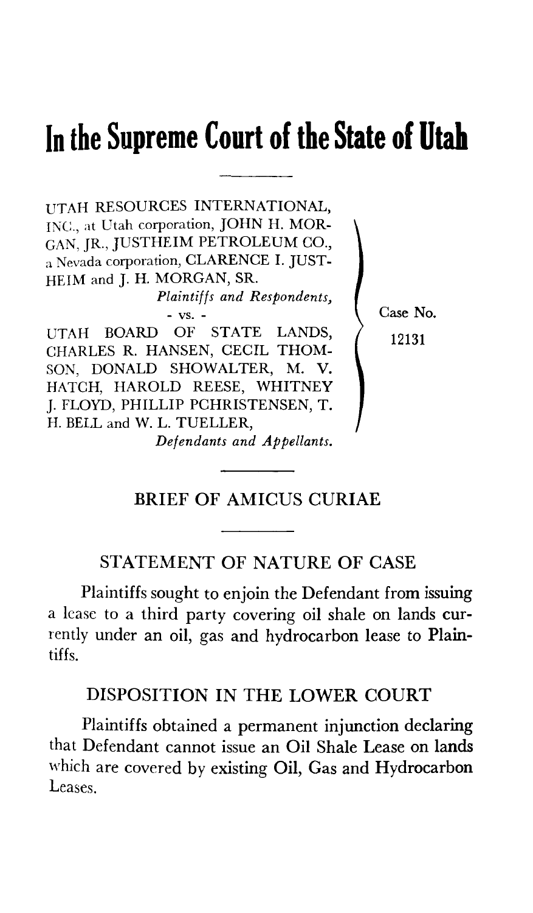# In the Supreme Court of the State of Utah

UTAH RESOURCES INTERNATIONAL, INC., at Utah corporation, JOHN H. MORGAN, JR., JUSTHEIM PETROLEUM CO., a Nevada corporation, CLARENCE I. JUSTHEIM and J. H. MORGAN, SR.

*Plaintiffs and Respondents,*

\- vs. -

UTAH BOARD OF STATE LANDS, CHARLES R. HANSEN, CECIL THOMSON, DONALD SHOWALTER, M. V. HATCH, HAROLD REESE, WHITNEY J. FLOYD, PHILLIP PCHRISTENSEN, T. H. BELL and W. L. TUELLER,

*Defendants and Appellants.*

Case No. 12131

## BRIEF OF AMICUS CURIAE

### STATEMENT OF NATURE OF CASE

Plaintiffs sought to enjoin the Defendant from issuing a lease to a third party covering oil shale on lands currently under an oil, gas and hydrocarbon lease to Plaintiffs.

### DISPOSITION IN THE LOWER COURT

Plaintiffs obtained a permanent injunction declaring that Defendant cannot issue an Oil Shale Lease on lands which are covered by existing Oil, Gas and Hydrocarbon Leases.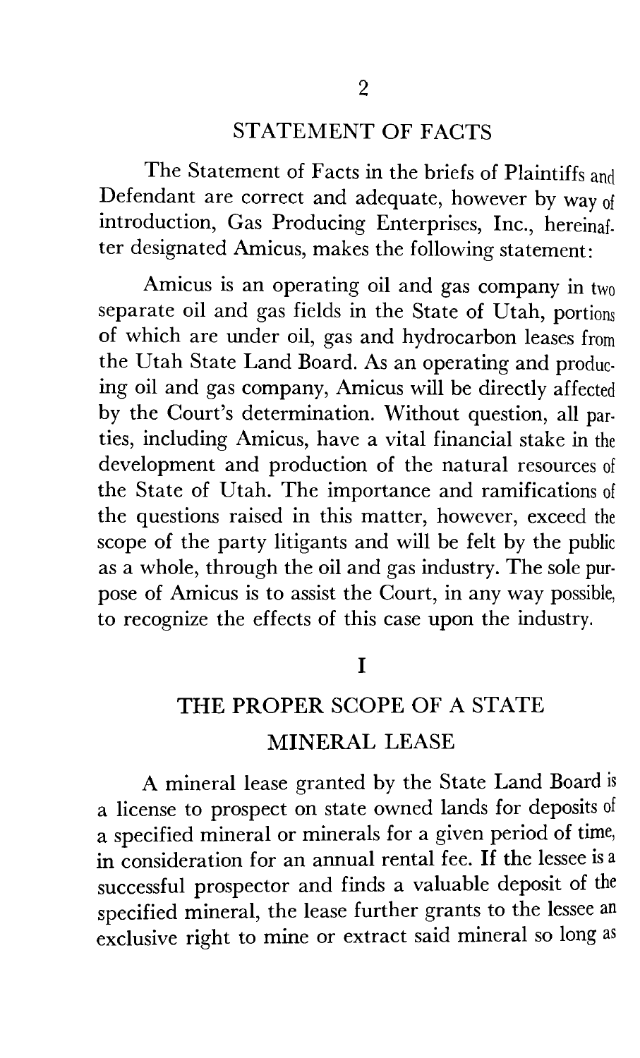## STATEMENT OF FACTS

The Statement of Facts in the briefs of Plaintiffs and Defendant are correct and adequate, however by way of introduction, Gas Producing Enterprises, Inc., hereinafter designated Amicus, makes the following statement:

Amicus is an operating oil and gas company in two separate oil and gas fields in the State of Utah, portions of which are under oil, gas and hydrocarbon leases from the Utah State Land Board. As an operating and producing oil and gas company, Amicus will be directly affected by the Court's determination. Without question, all parties, including Amicus, have a vital financial stake in the development and production of the natural resources of the State of Utah. The importance and ramifications of the questions raised in this matter, however, exceed the scope of the party litigants and will be felt by the public as a whole, through the oil and gas industry. The sole purpose of Amicus is to assist the Court, in any way possible, to recognize the effects of this case upon the industry.

## I

## THE PROPER SCOPE OF A STATE MINERAL LEASE

A mineral lease granted by the State Land Board is a license to prospect on state owned lands for deposits of a specified mineral or minerals for a given period of time, in consideration for an annual rental fee. If the lessee is a successful prospector and finds a valuable deposit of the specified mineral, the lease further grants to the lessee an exclusive right to mine or extract said mineral so long as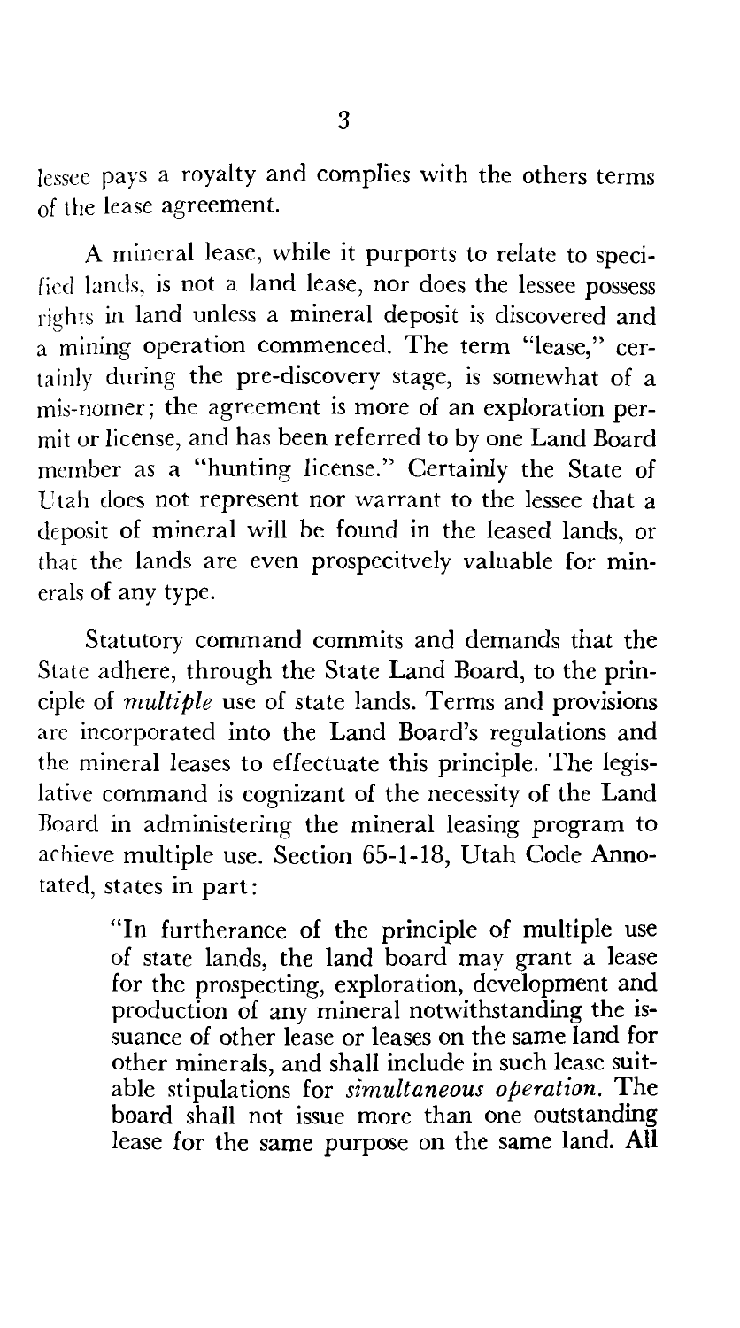lessee pays a royalty and complies with the others terms of the lease agreement.

A mineral lease, while it purports to relate to specified lands, is not a land lease, nor does the lessee possess rights in land unless a mineral deposit is discovered and a mining operation commenced. The term "lease," certainly during the pre-discovery stage, is somewhat of a mis-nomer; the agreement is more of an exploration permit or license, and has been referred to by one Land Board member as a "hunting license." Certainly the State of Utah does not represent nor warrant to the lessee that a deposit of mineral will be found in the leased lands, or that the lands are even prospecitvely valuable for minerals of any type.

Statutory command commits and demands that the State adhere, through the State Land Board, to the principle of *multiple* use of state lands. Terms and provisions are incorporated into the Land Board's regulations and the mineral leases to effectuate this principle. The legislative command is cognizant of the necessity of the Land Board in administering the mineral leasing program to achieve multiple use. Section 65-1-18, Utah Code Annotated, states in part:

> "In furtherance of the principle of multiple use of state lands, the land board may grant a lease for the prospecting, exploration, development and production of any mineral notwithstanding the issuance of other lease or leases on the same land for other minerals, and shall include in such lease suitable stipulations for *simultaneous operation.* The board shall not issue more than one outstanding lease for the same purpose on the same land. All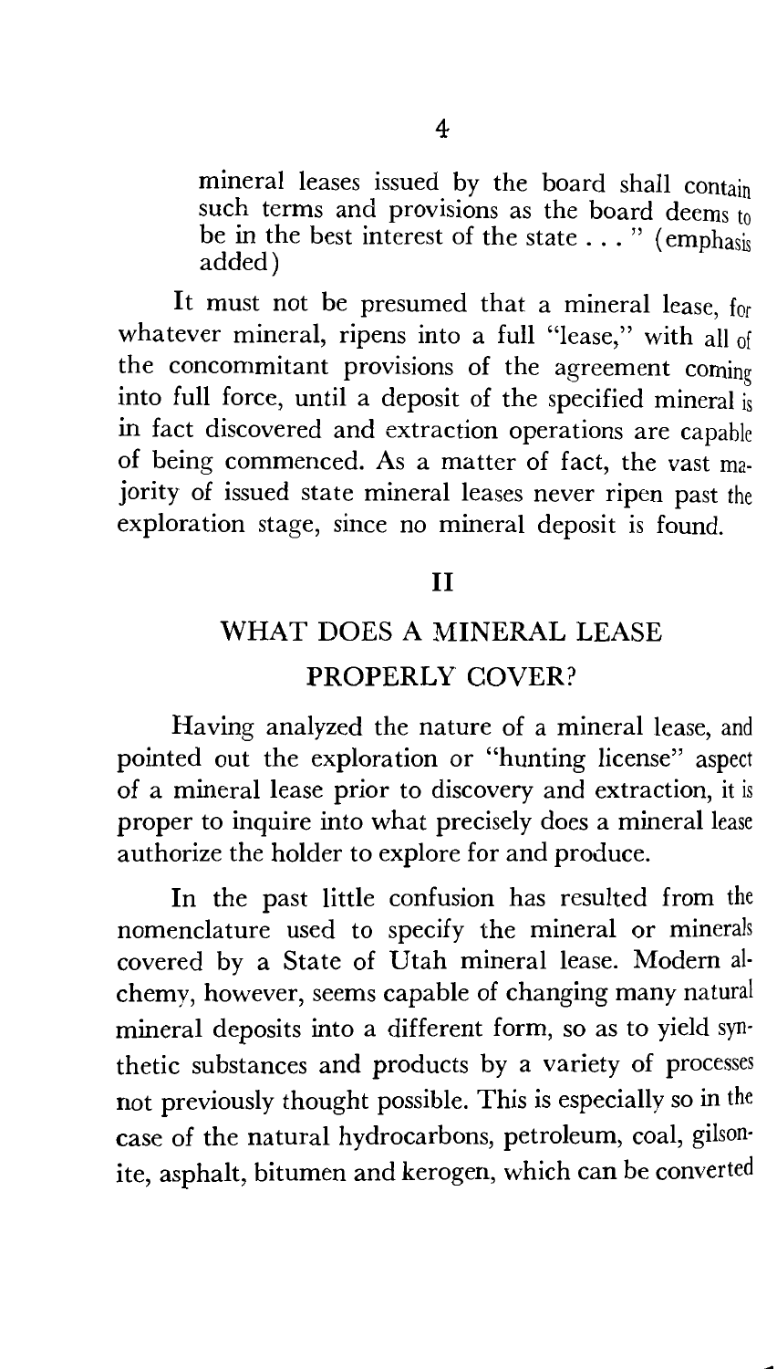mineral leases issued by the board shall contain such terms and provisions as the board deems to be in the best interest of the state . . . " (emphasis added)

It must not be presumed that a mineral lease, for whatever mineral, ripens into a full "lease," with all of the concommitant provisions of the agreement coming into full force, until a deposit of the specified mineral is in fact discovered and extraction operations are capable of being commenced. As a matter of fact, the vast majority of issued state mineral leases never ripen past the exploration stage, since no mineral deposit is found.

## II

## WHAT DOES A MINERAL LEASE PROPERLY COVER?

Having analyzed the nature of a mineral lease, and pointed out the exploration or "hunting license" aspect of a mineral lease prior to discovery and extraction, it is proper to inquire into what precisely does a mineral lease authorize the holder to explore for and produce.

In the past little confusion has resulted from the nomenclature used to specify the mineral or minerals covered by a State of Utah mineral lease. Modern alchemy, however, seems capable of changing many natural mineral deposits into a different form, so as to yield synthetic substances and products by a variety of processes not previously thought possible. This is especially so in the case of the natural hydrocarbons, petroleum, coal, gilsonite, asphalt, bitumen and kerogen, which can be converted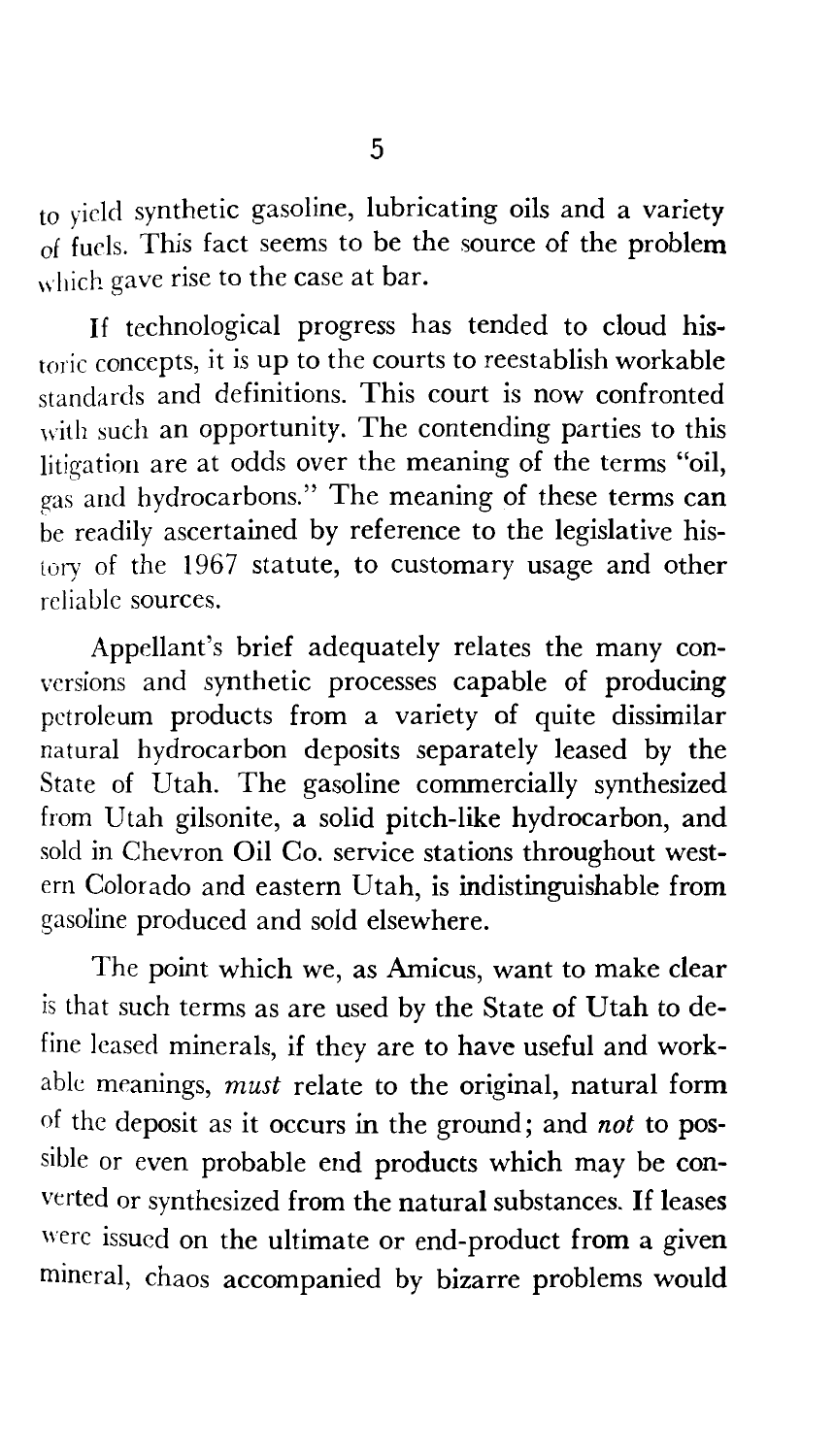to yield synthetic gasoline, lubricating oils and a variety of fuels. This fact seems to be the source of the problem which gave rise to the case at bar.

If technological progress has tended to cloud historic concepts, it is up to the courts to reestablish workable standards and definitions. This court is now confronted with such an opportunity. The contending parties to this litigation are at odds over the meaning of the terms "oil, gas and hydrocarbons." The meaning of these terms can be readily ascertained by reference to the legislative history of the 1967 statute, to customary usage and other reliable sources.

Appellant's brief adequately relates the many conversions and synthetic processes capable of producing petroleum products from a variety of quite dissimilar natural hydrocarbon deposits separately leased by the State of Utah. The gasoline commercially synthesized from Utah gilsonite, a solid pitch-like hydrocarbon, and sold in Chevron Oil Co. service stations throughout western Colorado and eastern Utah, is indistinguishable from gasoline produced and sold elsewhere.

The point which we, as Amicus, want to make clear is that such terms as are used by the State of Utah to define leased minerals, if they are to have useful and workable meanings, *must* relate to the original, natural form of the deposit as it occurs in the ground; and *not* to possible or even probable end products which may be converted or synthesized from the natural substances. If leases were issued on the ultimate or end-product from a given mineral, chaos accompanied by bizarre problems would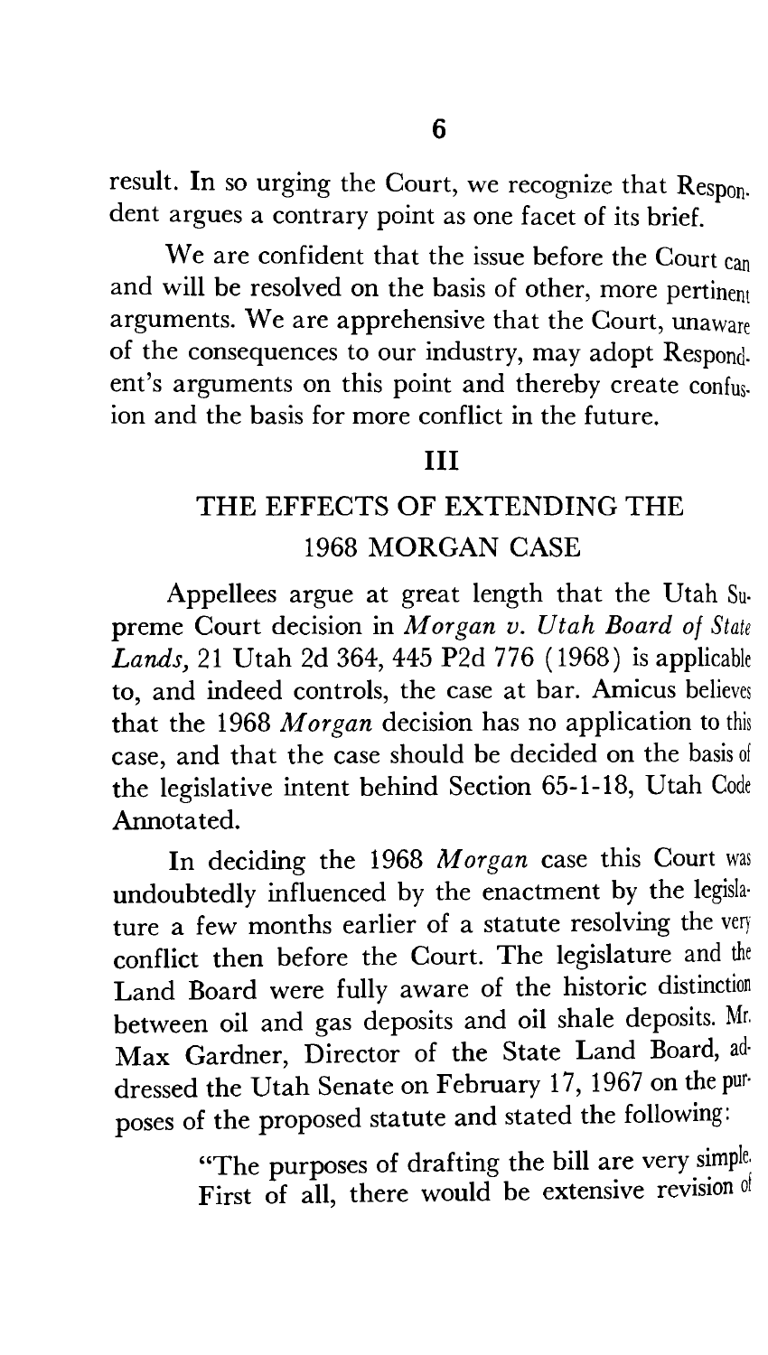result. In so urging the Court, we recognize that Respondent argues a contrary point as one facet of its brief.

We are confident that the issue before the Court can and will be resolved on the basis of other, more pertinent arguments. We are apprehensive that the Court, unaware of the consequences to our industry, may adopt Respondent's arguments on this point and thereby create confusion and the basis for more conflict in the future.

## III

## THE EFFECTS OF EXTENDING THE 1968 MORGAN CASE

Appellees argue at great length that the Utah Supreme Court decision in *Morgan v. Utah Board of State Lands,* 21 Utah 2d 364, 445 P2d 776 (1968) is applicable to, and indeed controls, the case at bar. Amicus believes that the 1968 *Morgan* decision has no application to this case, and that the case should be decided on the basis of the legislative intent behind Section 65-1-18, Utah Code Annotated.

In deciding the 1968 *Morgan* case this Court was undoubtedly influenced by the enactment by the legislature a few months earlier of a statute resolving the very conflict then before the Court. The legislature and the Land Board were fully aware of the historic distinction between oil and gas deposits and oil shale deposits. Mr. Max Gardner, Director of the State Land Board, addressed the Utah Senate on February 17, 1967 on the purposes of the proposed statute and stated the following:

> "The purposes of drafting the bill are very simple. First of all, there would be extensive revision of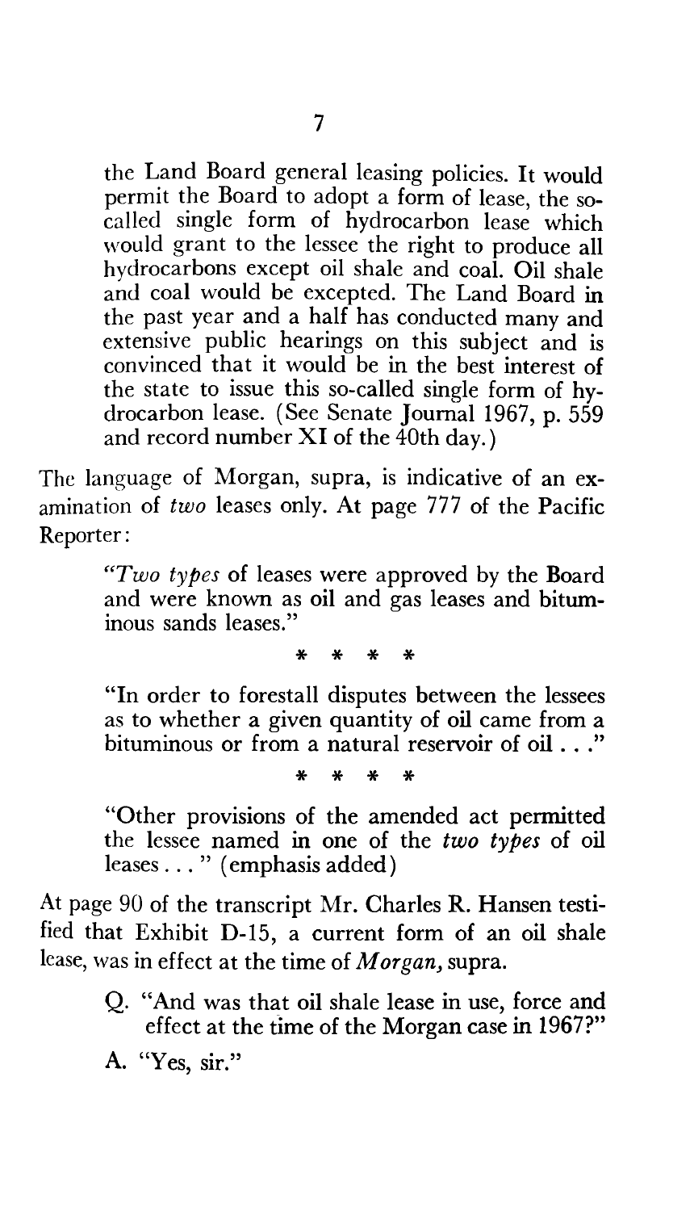> the Land Board general leasing policies. It would permit the Board to adopt a form of lease, the so-called single form of hydrocarbon lease which would grant to the lessee the right to produce all hydrocarbons except oil shale and coal. Oil shale and coal would be excepted. The Land Board in the past year and a half has conducted many and extensive public hearings on this subject and is convinced that it would be in the best interest of the state to issue this so-called single form of hydrocarbon lease. (See Senate Journal 1967, p. 559 and record number XI of the 40th day.)

The language of Morgan, supra, is indicative of an examination of *two* leases only. At page 777 of the Pacific Reporter:

> "*Two types* of leases were approved by the Board and were known as oil and gas leases and bituminous sands leases."
>
> \* \* \* \*
>
> "In order to forestall disputes between the lessees as to whether a given quantity of oil came from a bituminous or from a natural reservoir of oil . . ."
>
> \* \* \* \*
>
> "Other provisions of the amended act permitted the lessee named in one of the *two types* of oil leases . . . " (emphasis added)

At page 90 of the transcript Mr. Charles R. Hansen testified that Exhibit D-15, a current form of an oil shale lease, was in effect at the time of *Morgan,* supra.

> Q. "And was that oil shale lease in use, force and effect at the time of the Morgan case in 1967?"
>
> A. "Yes, sir."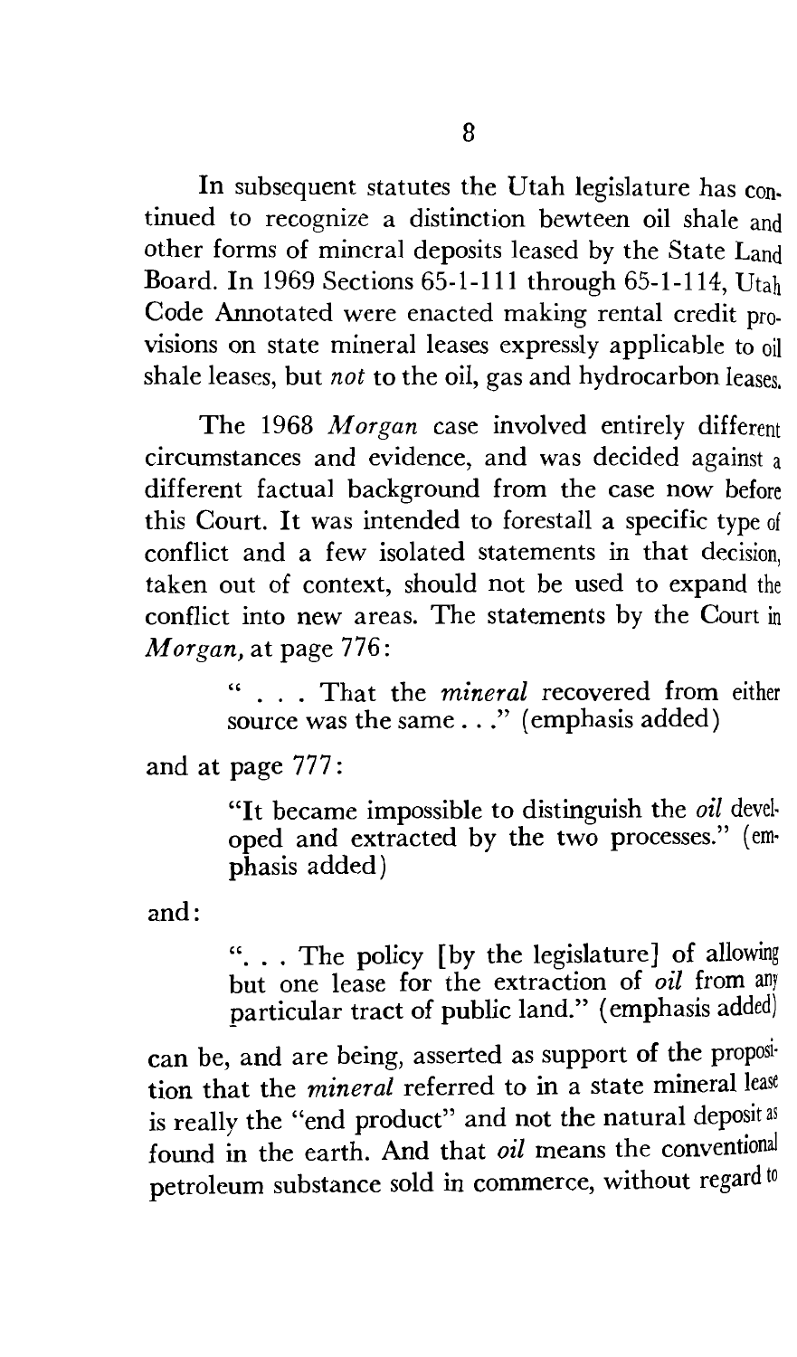In subsequent statutes the Utah legislature has continued to recognize a distinction bewteen oil shale and other forms of mineral deposits leased by the State Land Board. In 1969 Sections 65-1-111 through 65-1-114, Utah Code Annotated were enacted making rental credit provisions on state mineral leases expressly applicable to oil shale leases, but *not* to the oil, gas and hydrocarbon leases.

The 1968 *Morgan* case involved entirely different circumstances and evidence, and was decided against a different factual background from the case now before this Court. It was intended to forestall a specific type of conflict and a few isolated statements in that decision, taken out of context, should not be used to expand the conflict into new areas. The statements by the Court in *Morgan,* at page 776:

> " . . . That the *mineral* recovered from either source was the same . . ." (emphasis added)

and at page 777:

> "It became impossible to distinguish the *oil* developed and extracted by the two processes." (emphasis added)

and:

> ". . . The policy [by the legislature] of allowing but one lease for the extraction of *oil* from any particular tract of public land." (emphasis added)

can be, and are being, asserted as support of the proposition that the *mineral* referred to in a state mineral lease is really the "end product" and not the natural deposit as found in the earth. And that *oil* means the conventional petroleum substance sold in commerce, without regard to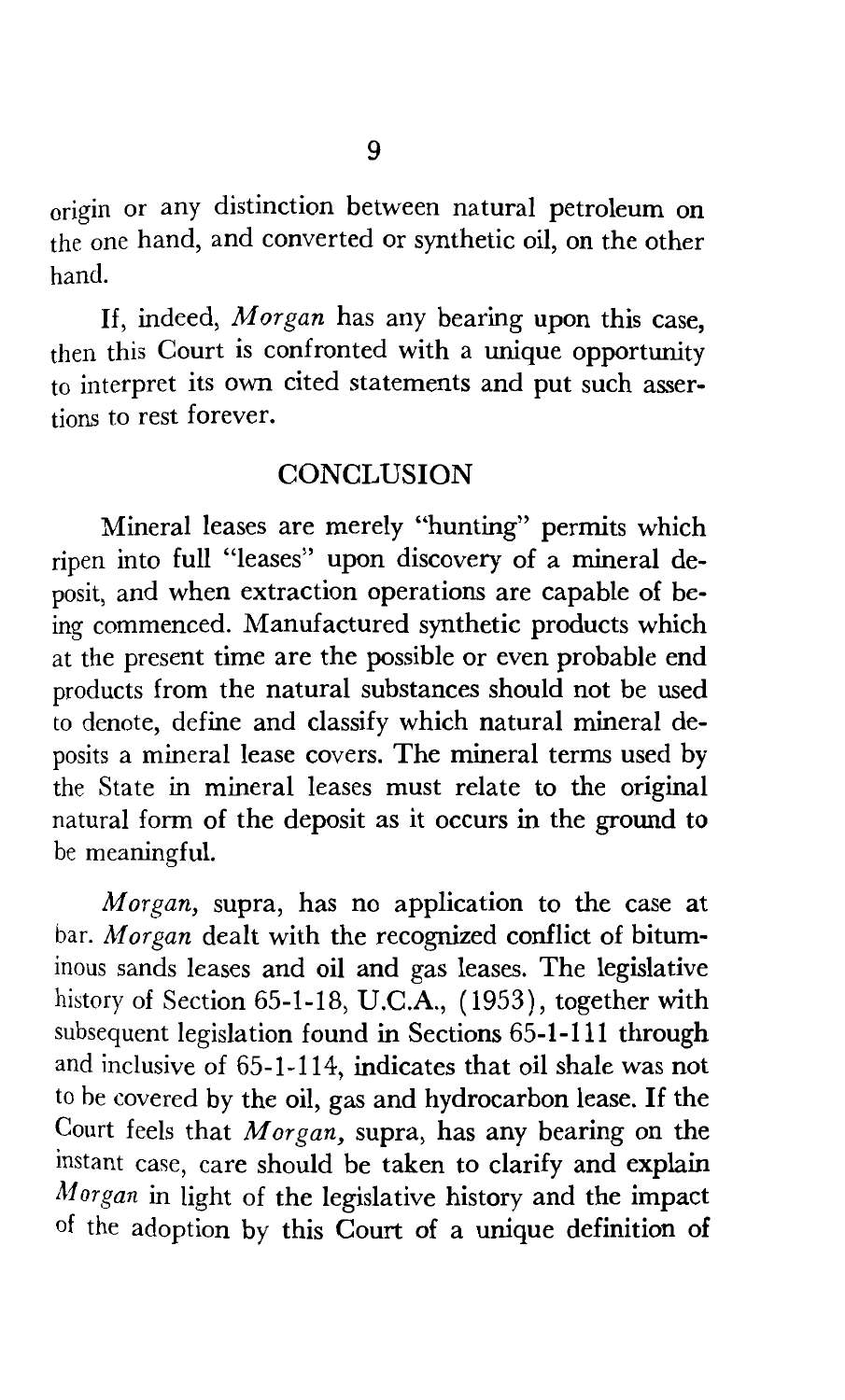origin or any distinction between natural petroleum on the one hand, and converted or synthetic oil, on the other hand.

If, indeed, *Morgan* has any bearing upon this case, then this Court is confronted with a unique opportunity to interpret its own cited statements and put such assertions to rest forever.

## CONCLUSION

Mineral leases are merely "hunting" permits which ripen into full "leases" upon discovery of a mineral deposit, and when extraction operations are capable of being commenced. Manufactured synthetic products which at the present time are the possible or even probable end products from the natural substances should not be used to denote, define and classify which natural mineral deposits a mineral lease covers. The mineral terms used by the State in mineral leases must relate to the original natural form of the deposit as it occurs in the ground to be meaningful.

*Morgan,* supra, has no application to the case at bar. *Morgan* dealt with the recognized conflict of bituminous sands leases and oil and gas leases. The legislative history of Section 65-1-18, U.C.A., (1953), together with subsequent legislation found in Sections 65-1-111 through and inclusive of 65-1-114, indicates that oil shale was not to be covered by the oil, gas and hydrocarbon lease. If the Court feels that *Morgan,* supra, has any bearing on the instant case, care should be taken to clarify and explain *Morgan* in light of the legislative history and the impact of the adoption by this Court of a unique definition of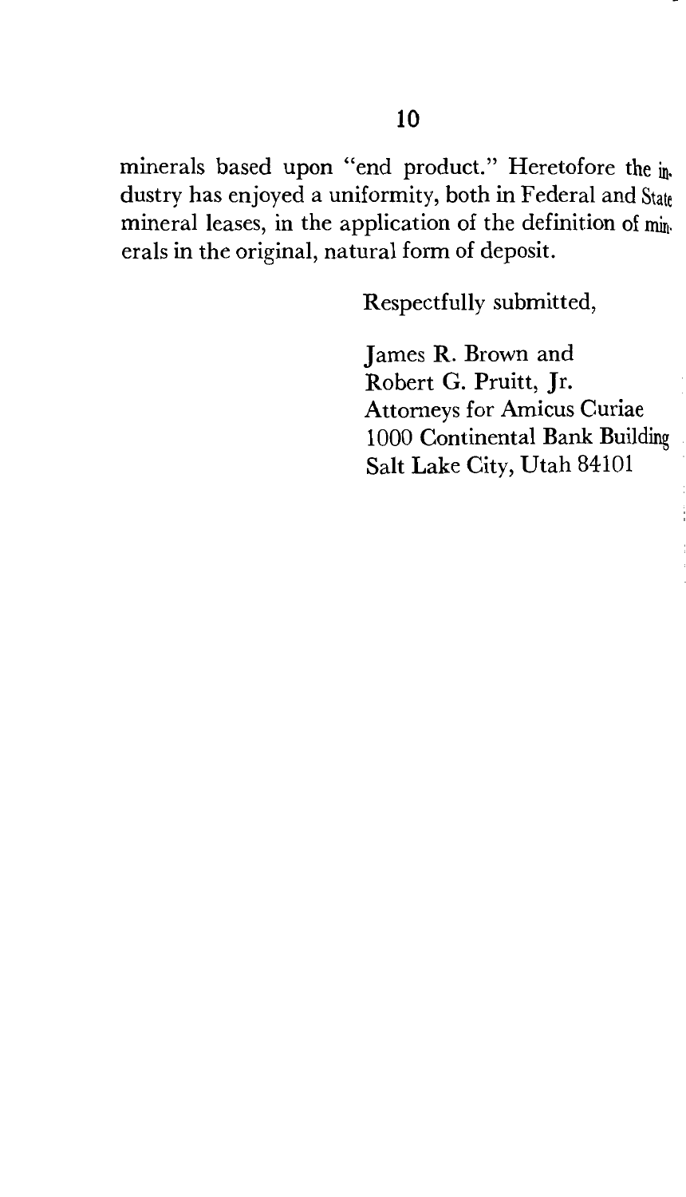minerals based upon "end product." Heretofore the industry has enjoyed a uniformity, both in Federal and State mineral leases, in the application of the definition of minerals in the original, natural form of deposit.

Respectfully submitted,

James R. Brown and
Robert G. Pruitt, Jr.
Attorneys for Amicus Curiae
1000 Continental Bank Building
Salt Lake City, Utah 84101